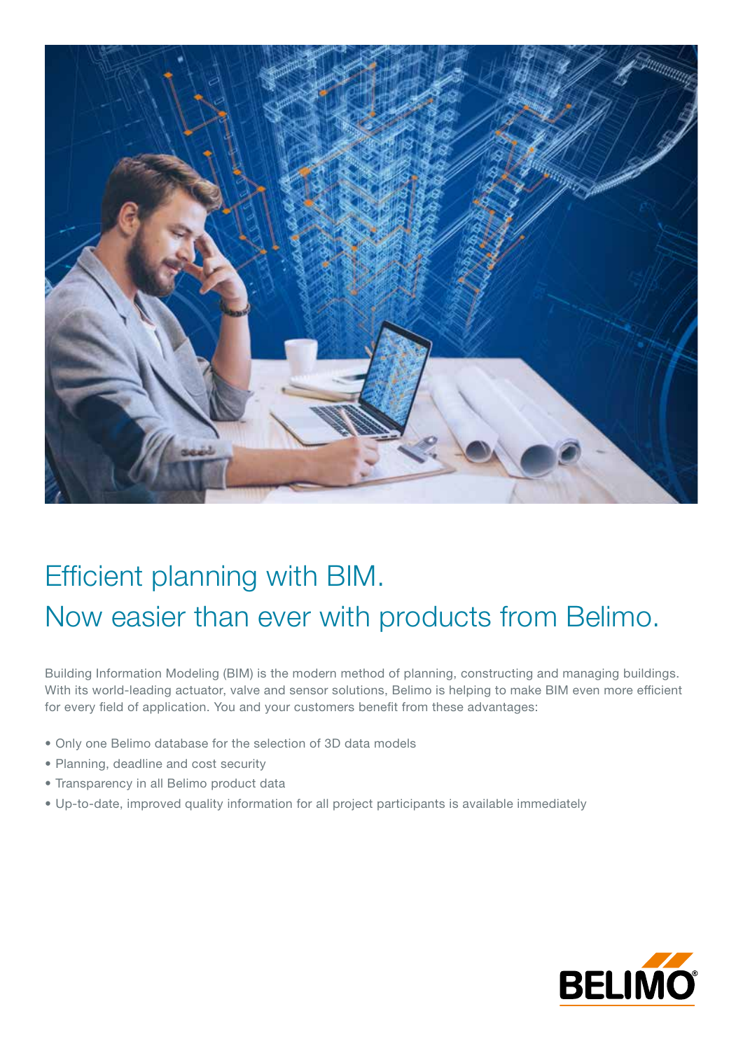# Efficient planning with BIM.
## Now easier than ever with products from Belimo.

Building Information Modeling (BIM) is the modern method of planning, constructing and managing buildings. With its world-leading actuator, valve and sensor solutions, Belimo is helping to make BIM even more efficient for every field of application. You and your customers benefit from these advantages:

- Only one Belimo database for the selection of 3D data models
- Planning, deadline and cost security
- Transparency in all Belimo product data
- Up-to-date, improved quality information for all project participants is available immediately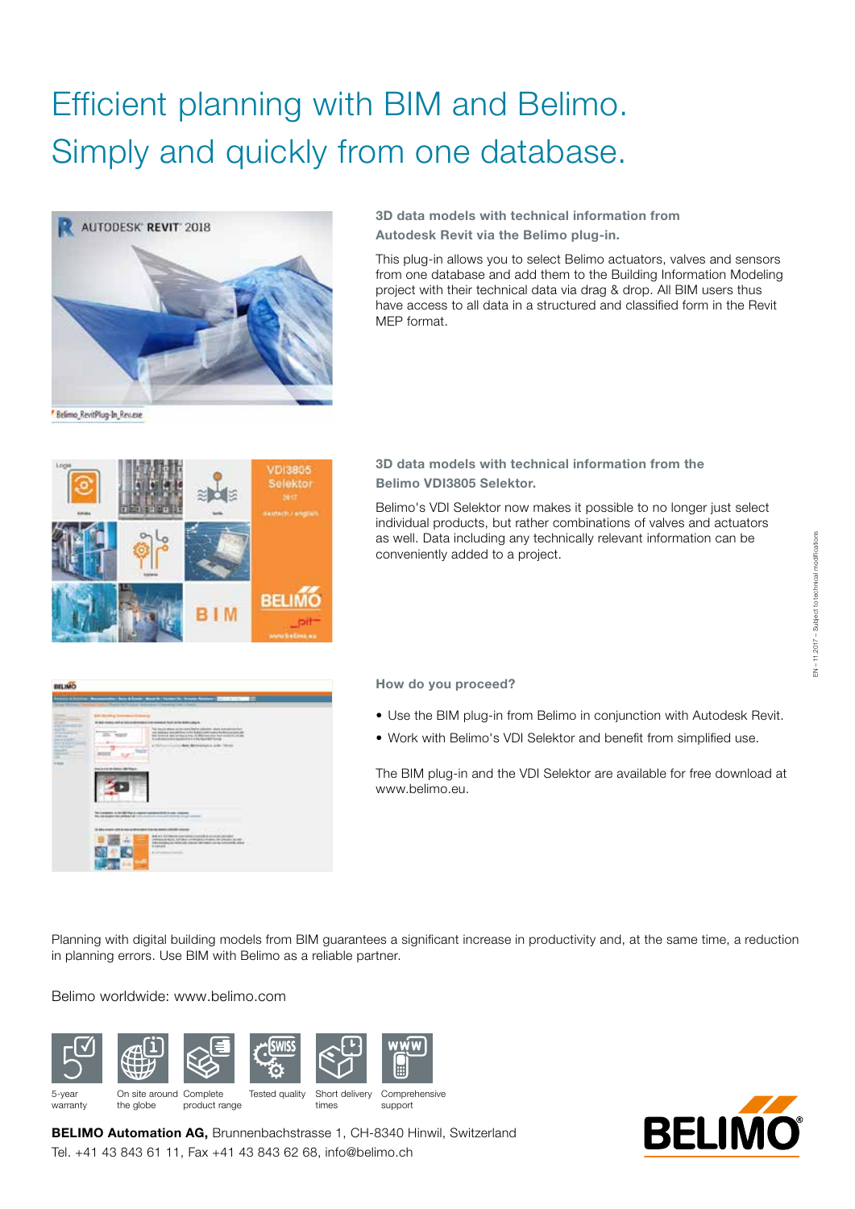# Efficient planning with BIM and Belimo. Simply and quickly from one database.

**3D data models with technical information from Autodesk Revit via the Belimo plug-in.**

This plug-in allows you to select Belimo actuators, valves and sensors from one database and add them to the Building Information Modeling project with their technical data via drag & drop. All BIM users thus have access to all data in a structured and classified form in the Revit MEP format.

**3D data models with technical information from the Belimo VDI3805 Selektor.**

Belimo's VDI Selektor now makes it possible to no longer just select individual products, but rather combinations of valves and actuators as well. Data including any technically relevant information can be conveniently added to a project.

**How do you proceed?**

- Use the BIM plug-in from Belimo in conjunction with Autodesk Revit.
- Work with Belimo's VDI Selektor and benefit from simplified use.

The BIM plug-in and the VDI Selektor are available for free download at www.belimo.eu.

Planning with digital building models from BIM guarantees a significant increase in productivity and, at the same time, a reduction in planning errors. Use BIM with Belimo as a reliable partner.

Belimo worldwide: www.belimo.com

5-year warranty | On site around the globe | Complete product range | Tested quality | Short delivery times | Comprehensive support

**BELIMO Automation AG,** Brunnenbachstrasse 1, CH-8340 Hinwil, Switzerland
Tel. +41 43 843 61 11, Fax +41 43 843 62 68, info@belimo.ch

EN – 11.2017 – Subject to technical modifications